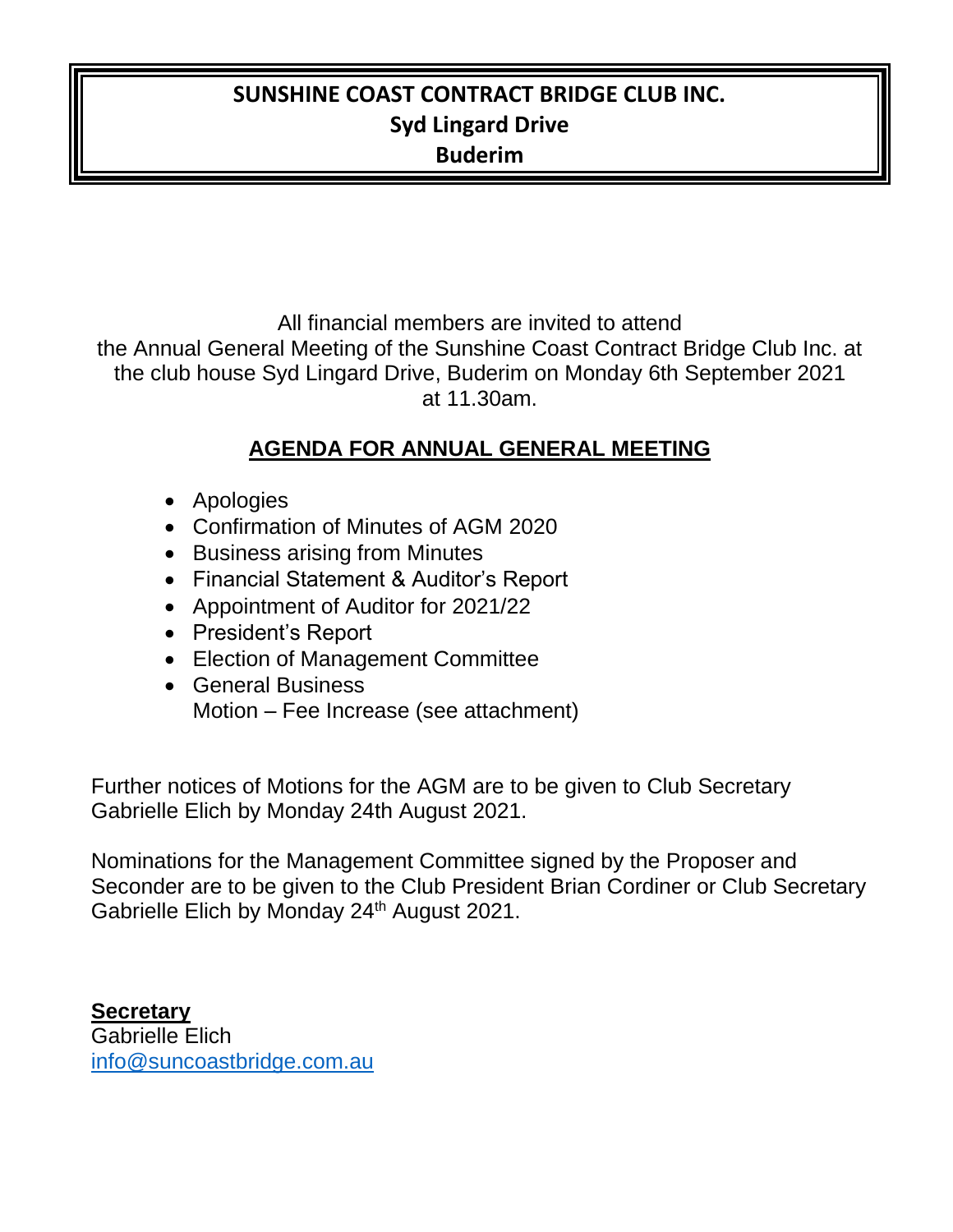# SUNSHINE COAST CONTRACT BRIDGE CLUB INC.
**Syd Lingard Drive**
**Buderim**

All financial members are invited to attend the Annual General Meeting of the Sunshine Coast Contract Bridge Club Inc. at the club house Syd Lingard Drive, Buderim on Monday 6th September 2021 at 11.30am.

## AGENDA FOR ANNUAL GENERAL MEETING

- Apologies
- Confirmation of Minutes of AGM 2020
- Business arising from Minutes
- Financial Statement & Auditor's Report
- Appointment of Auditor for 2021/22
- President's Report
- Election of Management Committee
- General Business
  Motion – Fee Increase (see attachment)

Further notices of Motions for the AGM are to be given to Club Secretary Gabrielle Elich by Monday 24th August 2021.

Nominations for the Management Committee signed by the Proposer and Seconder are to be given to the Club President Brian Cordiner or Club Secretary Gabrielle Elich by Monday 24th August 2021.

**Secretary**
Gabrielle Elich
info@suncoastbridge.com.au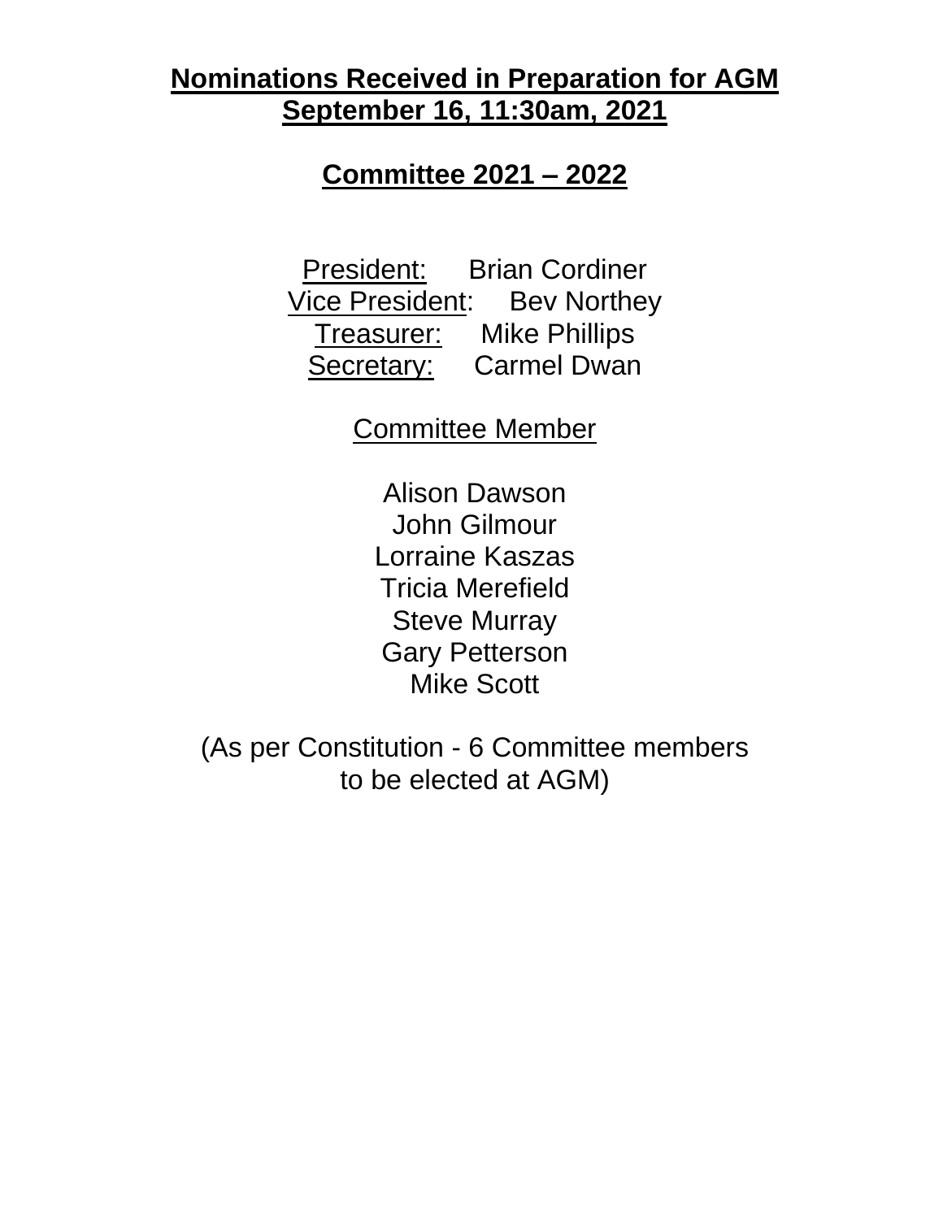**Nominations Received in Preparation for AGM**
**September 16, 11:30am, 2021**

**Committee 2021 – 2022**

President: Brian Cordiner
Vice President: Bev Northey
Treasurer: Mike Phillips
Secretary: Carmel Dwan

Committee Member

Alison Dawson
John Gilmour
Lorraine Kaszas
Tricia Merefield
Steve Murray
Gary Petterson
Mike Scott

(As per Constitution - 6 Committee members to be elected at AGM)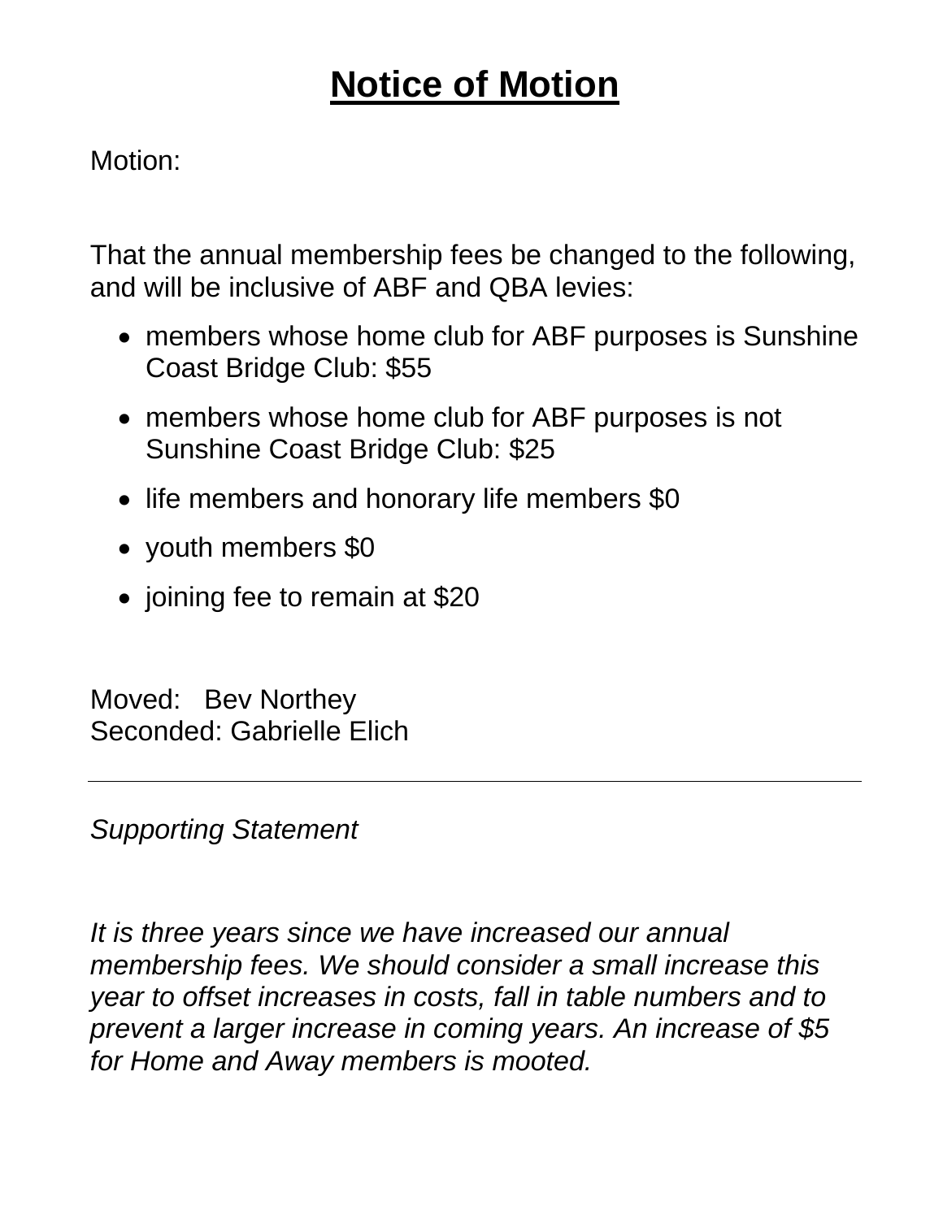# <u>Notice of Motion</u>

Motion:

That the annual membership fees be changed to the following, and will be inclusive of ABF and QBA levies:

- members whose home club for ABF purposes is Sunshine Coast Bridge Club: $55
- members whose home club for ABF purposes is not Sunshine Coast Bridge Club: $25
- life members and honorary life members $0
- youth members $0
- joining fee to remain at $20

Moved: Bev Northey
Seconded: Gabrielle Elich

---

*Supporting Statement*

*It is three years since we have increased our annual membership fees. We should consider a small increase this year to offset increases in costs, fall in table numbers and to prevent a larger increase in coming years. An increase of $5 for Home and Away members is mooted.*